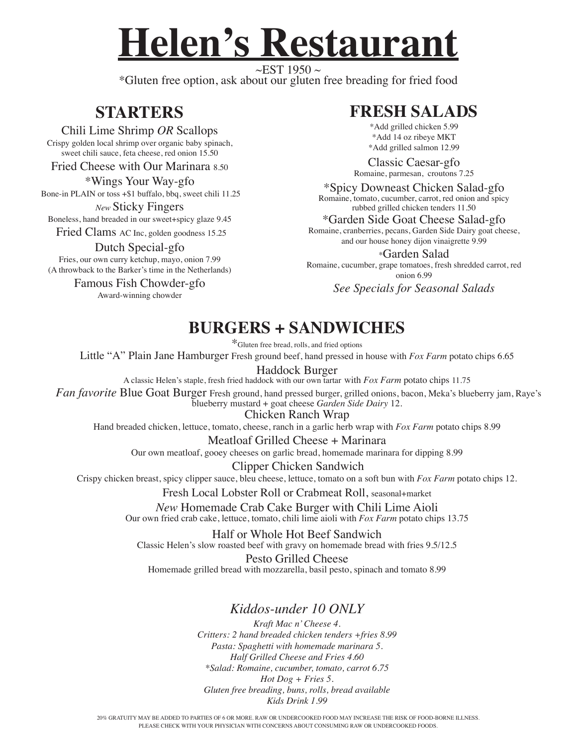# Helen's Restaurant

~EST 1950 ~

*Gluten free option, ask about our gluten free breading for fried food

## STARTERS

**Chili Lime Shrimp *OR* Scallops**
Crispy golden local shrimp over organic baby spinach, sweet chili sauce, feta cheese, red onion 15.50

**Fried Cheese with Our Marinara** 8.50

***Wings Your Way-gfo**
Bone-in PLAIN or toss +$1 buffalo, bbq, sweet chili 11.25

*New* **Sticky Fingers**
Boneless, hand breaded in our sweet+spicy glaze 9.45

**Fried Clams** AC Inc, golden goodness 15.25

**Dutch Special-gfo**
Fries, our own curry ketchup, mayo, onion 7.99
(A throwback to the Barker's time in the Netherlands)

**Famous Fish Chowder-gfo**
Award-winning chowder

## FRESH SALADS

*Add grilled chicken 5.99
*Add 14 oz ribeye MKT
*Add grilled salmon 12.99

**Classic Caesar-gfo**
Romaine, parmesan, croutons 7.25

***Spicy Downeast Chicken Salad-gfo**
Romaine, tomato, cucumber, carrot, red onion and spicy rubbed grilled chicken tenders 11.50

***Garden Side Goat Cheese Salad-gfo**
Romaine, cranberries, pecans, Garden Side Dairy goat cheese, and our house honey dijon vinaigrette 9.99

***Garden Salad**
Romaine, cucumber, grape tomatoes, fresh shredded carrot, red onion 6.99

*See Specials for Seasonal Salads*

## BURGERS + SANDWICHES

*Gluten free bread, rolls, and fried options

**Little "A" Plain Jane Hamburger** Fresh ground beef, hand pressed in house with *Fox Farm* potato chips 6.65

**Haddock Burger**
A classic Helen's staple, fresh fried haddock with our own tartar with *Fox Farm* potato chips 11.75

*Fan favorite* **Blue Goat Burger** Fresh ground, hand pressed burger, grilled onions, bacon, Meka's blueberry jam, Raye's blueberry mustard + goat cheese *Garden Side Dairy* 12.

**Chicken Ranch Wrap**
Hand breaded chicken, lettuce, tomato, cheese, ranch in a garlic herb wrap with *Fox Farm* potato chips 8.99

**Meatloaf Grilled Cheese + Marinara**
Our own meatloaf, gooey cheeses on garlic bread, homemade marinara for dipping 8.99

**Clipper Chicken Sandwich**
Crispy chicken breast, spicy clipper sauce, bleu cheese, lettuce, tomato on a soft bun with *Fox Farm* potato chips 12.

**Fresh Local Lobster Roll or Crabmeat Roll,** seasonal+market

*New* **Homemade Crab Cake Burger with Chili Lime Aioli**
Our own fried crab cake, lettuce, tomato, chili lime aioli with *Fox Farm* potato chips 13.75

**Half or Whole Hot Beef Sandwich**
Classic Helen's slow roasted beef with gravy on homemade bread with fries 9.5/12.5

**Pesto Grilled Cheese**
Homemade grilled bread with mozzarella, basil pesto, spinach and tomato 8.99

### *Kiddos-under 10 ONLY*

*Kraft Mac n' Cheese 4.*
*Critters: 2 hand breaded chicken tenders +fries 8.99*
*Pasta: Spaghetti with homemade marinara 5.*
*Half Grilled Cheese and Fries 4.60*
*\*Salad: Romaine, cucumber, tomato, carrot 6.75*
*Hot Dog + Fries 5.*
*Gluten free breading, buns, rolls, bread available*
*Kids Drink 1.99*

20% GRATUITY MAY BE ADDED TO PARTIES OF 6 OR MORE. RAW OR UNDERCOOKED FOOD MAY INCREASE THE RISK OF FOOD-BORNE ILLNESS. PLEASE CHECK WITH YOUR PHYSICIAN WITH CONCERNS ABOUT CONSUMING RAW OR UNDERCOOKED FOODS.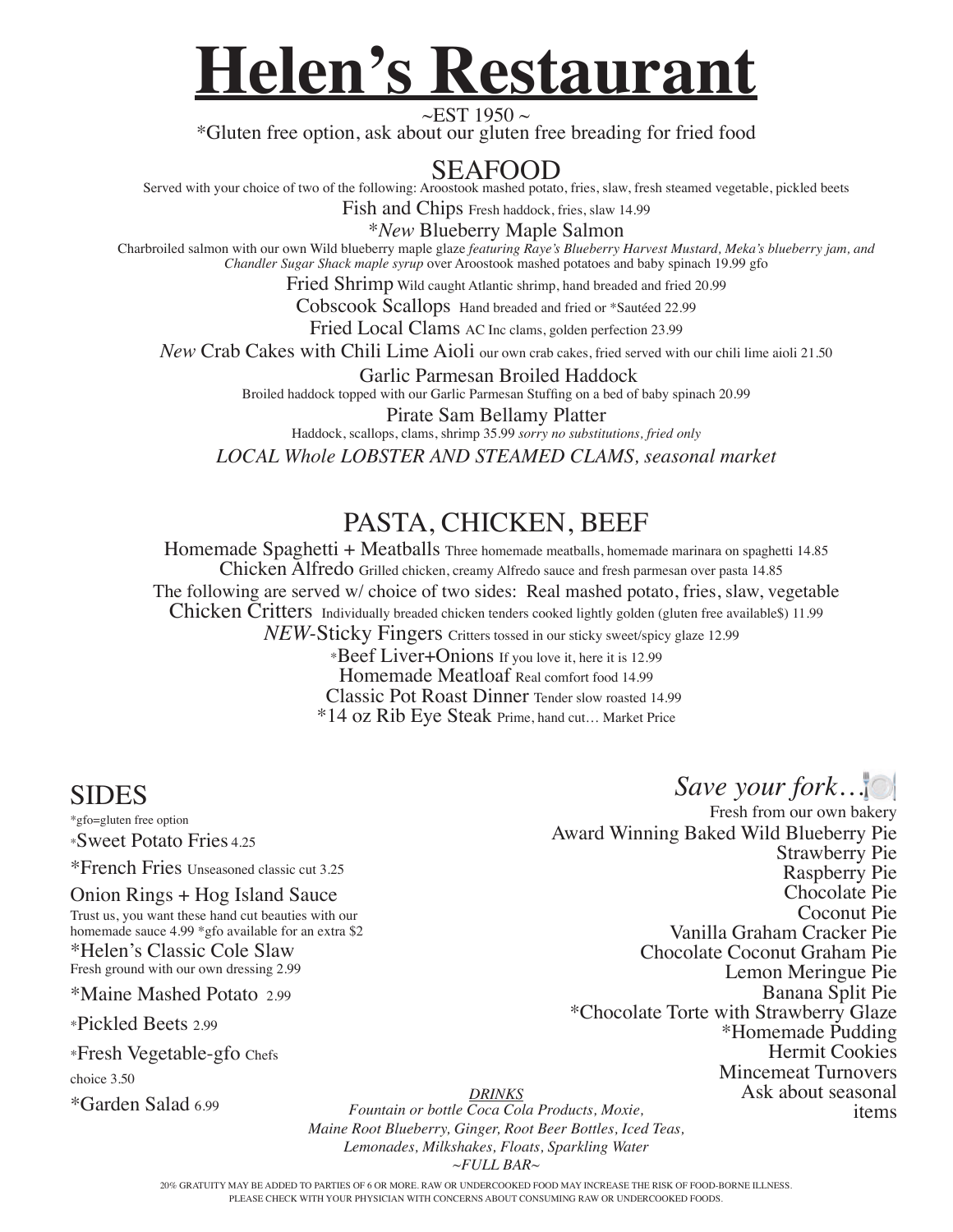# Helen's Restaurant

~EST 1950 ~

*Gluten free option, ask about our gluten free breading for fried food

## SEAFOOD

Served with your choice of two of the following: Aroostook mashed potato, fries, slaw, fresh steamed vegetable, pickled beets

**Fish and Chips** Fresh haddock, fries, slaw 14.99

**\*New Blueberry Maple Salmon**
Charbroiled salmon with our own Wild blueberry maple glaze *featuring Raye's Blueberry Harvest Mustard, Meka's blueberry jam, and Chandler Sugar Shack maple syrup* over Aroostook mashed potatoes and baby spinach 19.99 gfo

**Fried Shrimp** Wild caught Atlantic shrimp, hand breaded and fried 20.99

**Cobscook Scallops** Hand breaded and fried or *Sautéed 22.99

**Fried Local Clams** AC Inc clams, golden perfection 23.99

***New* Crab Cakes with Chili Lime Aioli** our own crab cakes, fried served with our chili lime aioli 21.50

**Garlic Parmesan Broiled Haddock**
Broiled haddock topped with our Garlic Parmesan Stuffing on a bed of baby spinach 20.99

**Pirate Sam Bellamy Platter**
Haddock, scallops, clams, shrimp 35.99 *sorry no substitutions, fried only*

*LOCAL Whole LOBSTER AND STEAMED CLAMS, seasonal market*

## PASTA, CHICKEN, BEEF

**Homemade Spaghetti + Meatballs** Three homemade meatballs, homemade marinara on spaghetti 14.85

**Chicken Alfredo** Grilled chicken, creamy Alfredo sauce and fresh parmesan over pasta 14.85

The following are served w/ choice of two sides: Real mashed potato, fries, slaw, vegetable

**Chicken Critters** Individually breaded chicken tenders cooked lightly golden (gluten free available$) 11.99

***NEW*-Sticky Fingers** Critters tossed in our sticky sweet/spicy glaze 12.99

**\*Beef Liver+Onions** If you love it, here it is 12.99

**Homemade Meatloaf** Real comfort food 14.99

**Classic Pot Roast Dinner** Tender slow roasted 14.99

**\*14 oz Rib Eye Steak** Prime, hand cut… Market Price

## SIDES

*gfo=gluten free option

*Sweet Potato Fries 4.25

*French Fries Unseasoned classic cut 3.25

Onion Rings + Hog Island Sauce
Trust us, you want these hand cut beauties with our homemade sauce 4.99 *gfo available for an extra $2

*Helen's Classic Cole Slaw
Fresh ground with our own dressing 2.99

*Maine Mashed Potato 2.99

*Pickled Beets 2.99

*Fresh Vegetable-gfo Chefs choice 3.50

*Garden Salad 6.99

## *Save your fork…*

Fresh from our own bakery

- Award Winning Baked Wild Blueberry Pie
- Strawberry Pie
- Raspberry Pie
- Chocolate Pie
- Coconut Pie
- Vanilla Graham Cracker Pie
- Chocolate Coconut Graham Pie
- Lemon Meringue Pie
- Banana Split Pie
- *Chocolate Torte with Strawberry Glaze
- *Homemade Pudding
- Hermit Cookies
- Mincemeat Turnovers
- Ask about seasonal items

*DRINKS*

*Fountain or bottle Coca Cola Products, Moxie, Maine Root Blueberry, Ginger, Root Beer Bottles, Iced Teas, Lemonades, Milkshakes, Floats, Sparkling Water*

*~FULL BAR~*

20% GRATUITY MAY BE ADDED TO PARTIES OF 6 OR MORE. RAW OR UNDERCOOKED FOOD MAY INCREASE THE RISK OF FOOD-BORNE ILLNESS. PLEASE CHECK WITH YOUR PHYSICIAN WITH CONCERNS ABOUT CONSUMING RAW OR UNDERCOOKED FOODS.